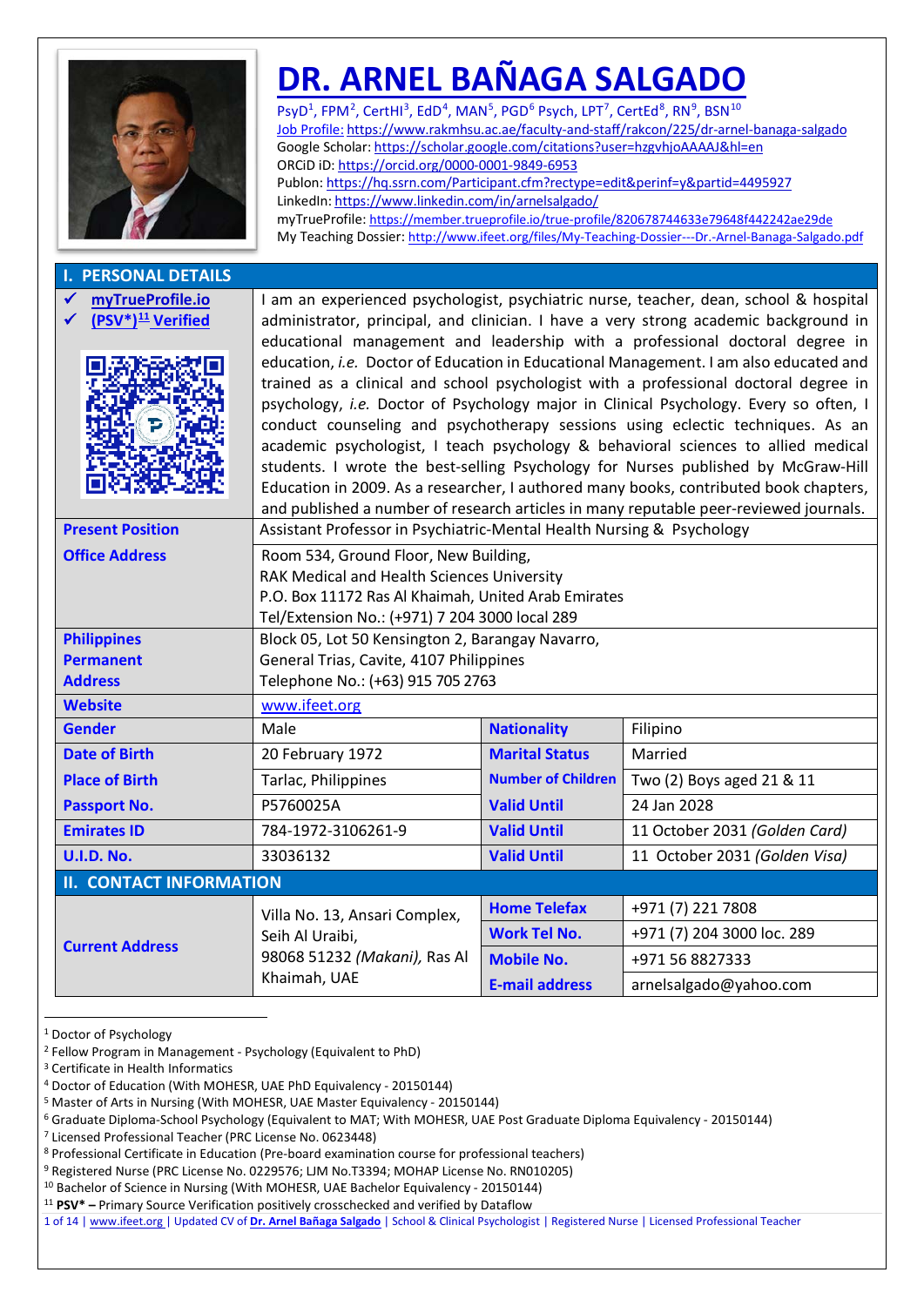# DR. ARNEL BAÑAGA SALGADO

PsyD[1], FPM[2], CertHI[3], EdD[4], MAN[5], PGD[6] Psych, LPT[7], CertEd[8], RN[9], BSN[10]

Job Profile: https://www.rakmhsu.ac.ae/faculty-and-staff/rakcon/225/dr-arnel-banaga-salgado
Google Scholar: https://scholar.google.com/citations?user=hzgvhjoAAAAJ&hl=en
ORCiD iD: https://orcid.org/0000-0001-9849-6953
Publon: https://hq.ssrn.com/Participant.cfm?rectype=edit&perinf=y&partid=4495927
LinkedIn: https://www.linkedin.com/in/arnelsalgado/
myTrueProfile: https://member.trueprofile.io/true-profile/820678744633e79648f442242ae29de
My Teaching Dossier: http://www.ifeet.org/files/My-Teaching-Dossier---Dr.-Arnel-Banaga-Salgado.pdf

## I. PERSONAL DETAILS

| | | | |
|---|---|---|---|
| ✓ myTrueProfile.io ✓ (PSV*)[11] Verified | I am an experienced psychologist, psychiatric nurse, teacher, dean, school & hospital administrator, principal, and clinician. I have a very strong academic background in educational management and leadership with a professional doctoral degree in education, *i.e.* Doctor of Education in Educational Management. I am also educated and trained as a clinical and school psychologist with a professional doctoral degree in psychology, *i.e.* Doctor of Psychology major in Clinical Psychology. Every so often, I conduct counseling and psychotherapy sessions using eclectic techniques. As an academic psychologist, I teach psychology & behavioral sciences to allied medical students. I wrote the best-selling Psychology for Nurses published by McGraw-Hill Education in 2009. As a researcher, I authored many books, contributed book chapters, and published a number of research articles in many reputable peer-reviewed journals. | | |
| **Present Position** | Assistant Professor in Psychiatric-Mental Health Nursing & Psychology | | |
| **Office Address** | Room 534, Ground Floor, New Building, RAK Medical and Health Sciences University, P.O. Box 11172 Ras Al Khaimah, United Arab Emirates, Tel/Extension No.: (+971) 7 204 3000 local 289 | | |
| **Philippines Permanent Address** | Block 05, Lot 50 Kensington 2, Barangay Navarro, General Trias, Cavite, 4107 Philippines, Telephone No.: (+63) 915 705 2763 | | |
| **Website** | www.ifeet.org | | |
| **Gender** | Male | **Nationality** | Filipino |
| **Date of Birth** | 20 February 1972 | **Marital Status** | Married |
| **Place of Birth** | Tarlac, Philippines | **Number of Children** | Two (2) Boys aged 21 & 11 |
| **Passport No.** | P5760025A | **Valid Until** | 24 Jan 2028 |
| **Emirates ID** | 784-1972-3106261-9 | **Valid Until** | 11 October 2031 *(Golden Card)* |
| **U.I.D. No.** | 33036132 | **Valid Until** | 11 October 2031 *(Golden Visa)* |

## II. CONTACT INFORMATION

| | | | |
|---|---|---|---|
| **Current Address** | Villa No. 13, Ansari Complex, Seih Al Uraibi, 98068 51232 *(Makani)*, Ras Al Khaimah, UAE | **Home Telefax** | +971 (7) 221 7808 |
| | | **Work Tel No.** | +971 (7) 204 3000 loc. 289 |
| | | **Mobile No.** | +971 56 8827333 |
| | | **E-mail address** | arnelsalgado@yahoo.com |

---

[1] Doctor of Psychology
[2] Fellow Program in Management - Psychology (Equivalent to PhD)
[3] Certificate in Health Informatics
[4] Doctor of Education (With MOHESR, UAE PhD Equivalency - 20150144)
[5] Master of Arts in Nursing (With MOHESR, UAE Master Equivalency - 20150144)
[6] Graduate Diploma-School Psychology (Equivalent to MAT; With MOHESR, UAE Post Graduate Diploma Equivalency - 20150144)
[7] Licensed Professional Teacher (PRC License No. 0623448)
[8] Professional Certificate in Education (Pre-board examination course for professional teachers)
[9] Registered Nurse (PRC License No. 0229576; LJM No.T3394; MOHAP License No. RN010205)
[10] Bachelor of Science in Nursing (With MOHESR, UAE Bachelor Equivalency - 20150144)
[11] **PSV\* –** Primary Source Verification positively crosschecked and verified by Dataflow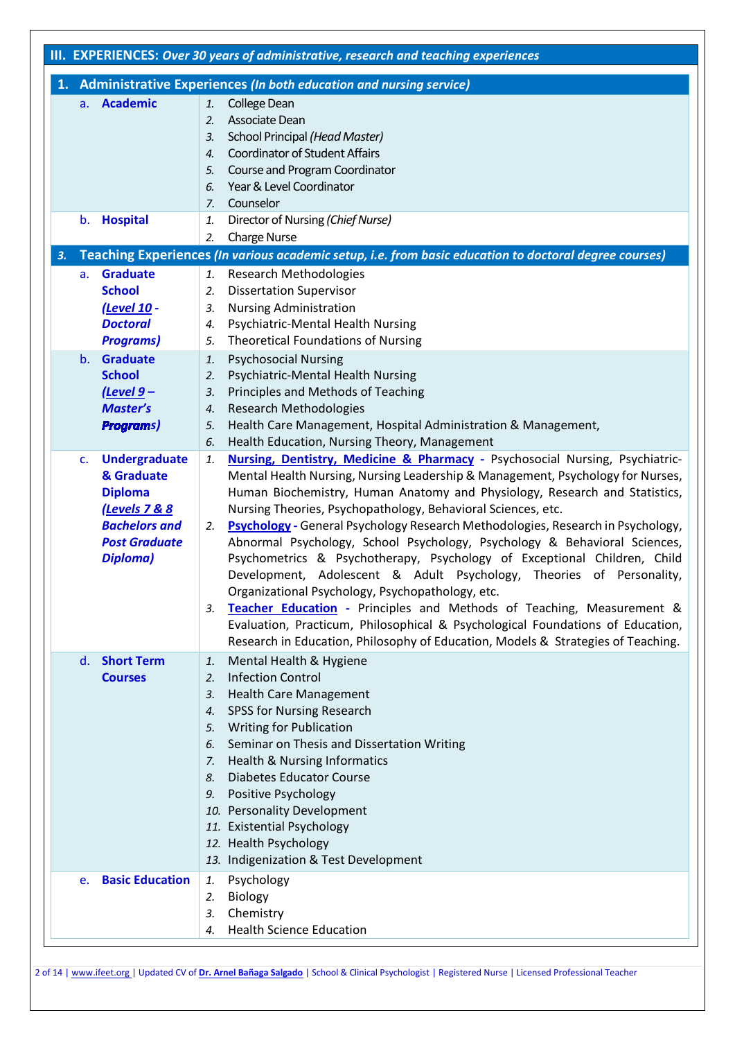## III. EXPERIENCES: *Over 30 years of administrative, research and teaching experiences*

### 1. Administrative Experiences *(In both education and nursing service)*

| | |
|---|---|
| a. **Academic** | 1. College Dean<br>2. Associate Dean<br>3. School Principal *(Head Master)*<br>4. Coordinator of Student Affairs<br>5. Course and Program Coordinator<br>6. Year & Level Coordinator<br>7. Counselor |
| b. **Hospital** | 1. Director of Nursing *(Chief Nurse)*<br>2. Charge Nurse |

### 3. Teaching Experiences *(In various academic setup, i.e. from basic education to doctoral degree courses)*

| | |
|---|---|
| a. **Graduate School *(Level 10 - Doctoral Programs)*** | 1. Research Methodologies<br>2. Dissertation Supervisor<br>3. Nursing Administration<br>4. Psychiatric-Mental Health Nursing<br>5. Theoretical Foundations of Nursing |
| b. **Graduate School *(Level 9 – Master's Programs)*** | 1. Psychosocial Nursing<br>2. Psychiatric-Mental Health Nursing<br>3. Principles and Methods of Teaching<br>4. Research Methodologies<br>5. Health Care Management, Hospital Administration & Management,<br>6. Health Education, Nursing Theory, Management |
| c. **Undergraduate & Graduate Diploma *(Levels 7 & 8 Bachelors and Post Graduate Diploma)*** | 1. **Nursing, Dentistry, Medicine & Pharmacy** - Psychosocial Nursing, Psychiatric-Mental Health Nursing, Nursing Leadership & Management, Psychology for Nurses, Human Biochemistry, Human Anatomy and Physiology, Research and Statistics, Nursing Theories, Psychopathology, Behavioral Sciences, etc.<br>2. **Psychology** - General Psychology Research Methodologies, Research in Psychology, Abnormal Psychology, School Psychology, Psychology & Behavioral Sciences, Psychometrics & Psychotherapy, Psychology of Exceptional Children, Child Development, Adolescent & Adult Psychology, Theories of Personality, Organizational Psychology, Psychopathology, etc.<br>3. **Teacher Education** - Principles and Methods of Teaching, Measurement & Evaluation, Practicum, Philosophical & Psychological Foundations of Education, Research in Education, Philosophy of Education, Models & Strategies of Teaching. |
| d. **Short Term Courses** | 1. Mental Health & Hygiene<br>2. Infection Control<br>3. Health Care Management<br>4. SPSS for Nursing Research<br>5. Writing for Publication<br>6. Seminar on Thesis and Dissertation Writing<br>7. Health & Nursing Informatics<br>8. Diabetes Educator Course<br>9. Positive Psychology<br>10. Personality Development<br>11. Existential Psychology<br>12. Health Psychology<br>13. Indigenization & Test Development |
| e. **Basic Education** | 1. Psychology<br>2. Biology<br>3. Chemistry<br>4. Health Science Education |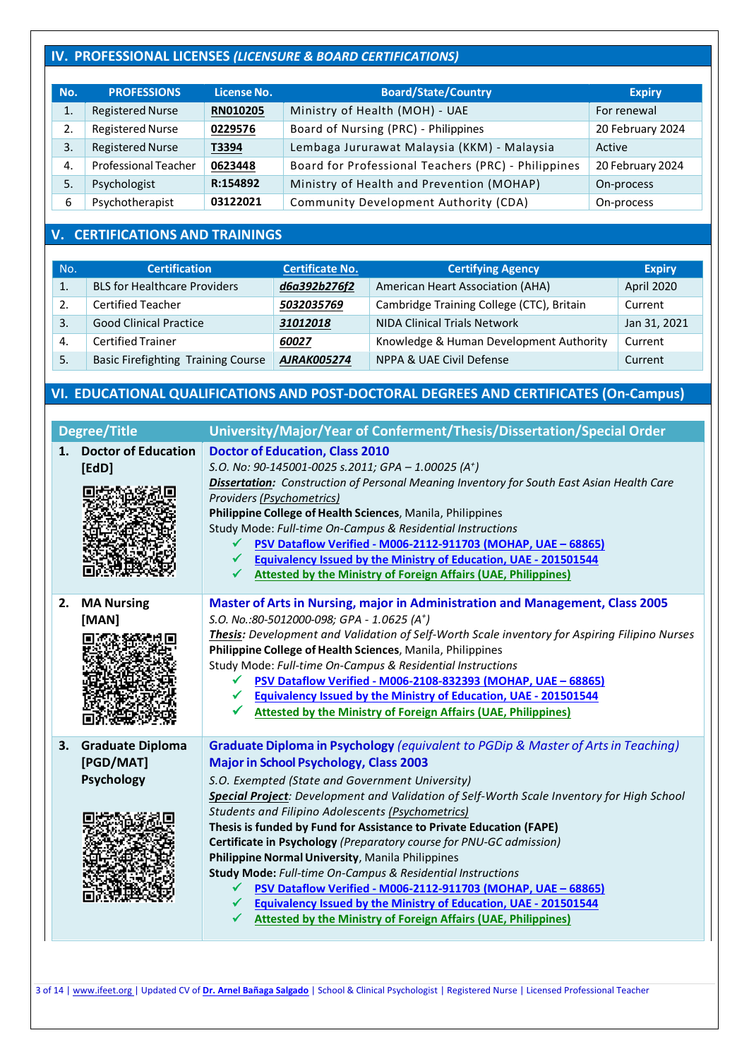## IV. PROFESSIONAL LICENSES *(LICENSURE & BOARD CERTIFICATIONS)*

| No. | PROFESSIONS | License No. | Board/State/Country | Expiry |
|---|---|---|---|---|
| 1. | Registered Nurse | **RN010205** | Ministry of Health (MOH) - UAE | For renewal |
| 2. | Registered Nurse | **0229576** | Board of Nursing (PRC) - Philippines | 20 February 2024 |
| 3. | Registered Nurse | **T3394** | Lembaga Jururawat Malaysia (KKM) - Malaysia | Active |
| 4. | Professional Teacher | **0623448** | Board for Professional Teachers (PRC) - Philippines | 20 February 2024 |
| 5. | Psychologist | **R:154892** | Ministry of Health and Prevention (MOHAP) | On-process |
| 6 | Psychotherapist | **03122021** | Community Development Authority (CDA) | On-process |

## V. CERTIFICATIONS AND TRAININGS

| No. | Certification | Certificate No. | Certifying Agency | Expiry |
|---|---|---|---|---|
| 1. | BLS for Healthcare Providers | ***d6a392b276f2*** | American Heart Association (AHA) | April 2020 |
| 2. | Certified Teacher | ***5032035769*** | Cambridge Training College (CTC), Britain | Current |
| 3. | Good Clinical Practice | ***31012018*** | NIDA Clinical Trials Network | Jan 31, 2021 |
| 4. | Certified Trainer | ***60027*** | Knowledge & Human Development Authority | Current |
| 5. | Basic Firefighting Training Course | ***AJRAK005274*** | NPPA & UAE Civil Defense | Current |

## VI. EDUCATIONAL QUALIFICATIONS AND POST-DOCTORAL DEGREES AND CERTIFICATES (On-Campus)

| Degree/Title | University/Major/Year of Conferment/Thesis/Dissertation/Special Order |
|---|---|
| **1. Doctor of Education [EdD]** | **Doctor of Education, Class 2010**<br>*S.O. No: 90-145001-0025 s.2011; GPA – 1.00025 (A⁺)*<br>***Dissertation:*** *Construction of Personal Meaning Inventory for South East Asian Health Care Providers (Psychometrics)*<br>**Philippine College of Health Sciences**, Manila, Philippines<br>Study Mode: *Full-time On-Campus & Residential Instructions*<br>✓ **PSV Dataflow Verified - M006-2112-911703 (MOHAP, UAE – 68865)**<br>✓ **Equivalency Issued by the Ministry of Education, UAE - 201501544**<br>✓ **Attested by the Ministry of Foreign Affairs (UAE, Philippines)** |
| **2. MA Nursing [MAN]** | **Master of Arts in Nursing, major in Administration and Management, Class 2005**<br>*S.O. No.:80-5012000-098; GPA - 1.0625 (A⁺)*<br>***Thesis:*** *Development and Validation of Self-Worth Scale inventory for Aspiring Filipino Nurses*<br>**Philippine College of Health Sciences**, Manila, Philippines<br>Study Mode: *Full-time On-Campus & Residential Instructions*<br>✓ **PSV Dataflow Verified - M006-2108-832393 (MOHAP, UAE – 68865)**<br>✓ **Equivalency Issued by the Ministry of Education, UAE - 201501544**<br>✓ **Attested by the Ministry of Foreign Affairs (UAE, Philippines)** |
| **3. Graduate Diploma [PGD/MAT] Psychology** | **Graduate Diploma in Psychology** *(equivalent to PGDip & Master of Arts in Teaching)*<br>**Major in School Psychology, Class 2003**<br>*S.O. Exempted (State and Government University)*<br>***Special Project****: Development and Validation of Self-Worth Scale Inventory for High School Students and Filipino Adolescents (Psychometrics)*<br>**Thesis is funded by Fund for Assistance to Private Education (FAPE)**<br>**Certificate in Psychology** *(Preparatory course for PNU-GC admission)*<br>**Philippine Normal University**, Manila Philippines<br>**Study Mode:** *Full-time On-Campus & Residential Instructions*<br>✓ **PSV Dataflow Verified - M006-2112-911703 (MOHAP, UAE – 68865)**<br>✓ **Equivalency Issued by the Ministry of Education, UAE - 201501544**<br>✓ **Attested by the Ministry of Foreign Affairs (UAE, Philippines)** |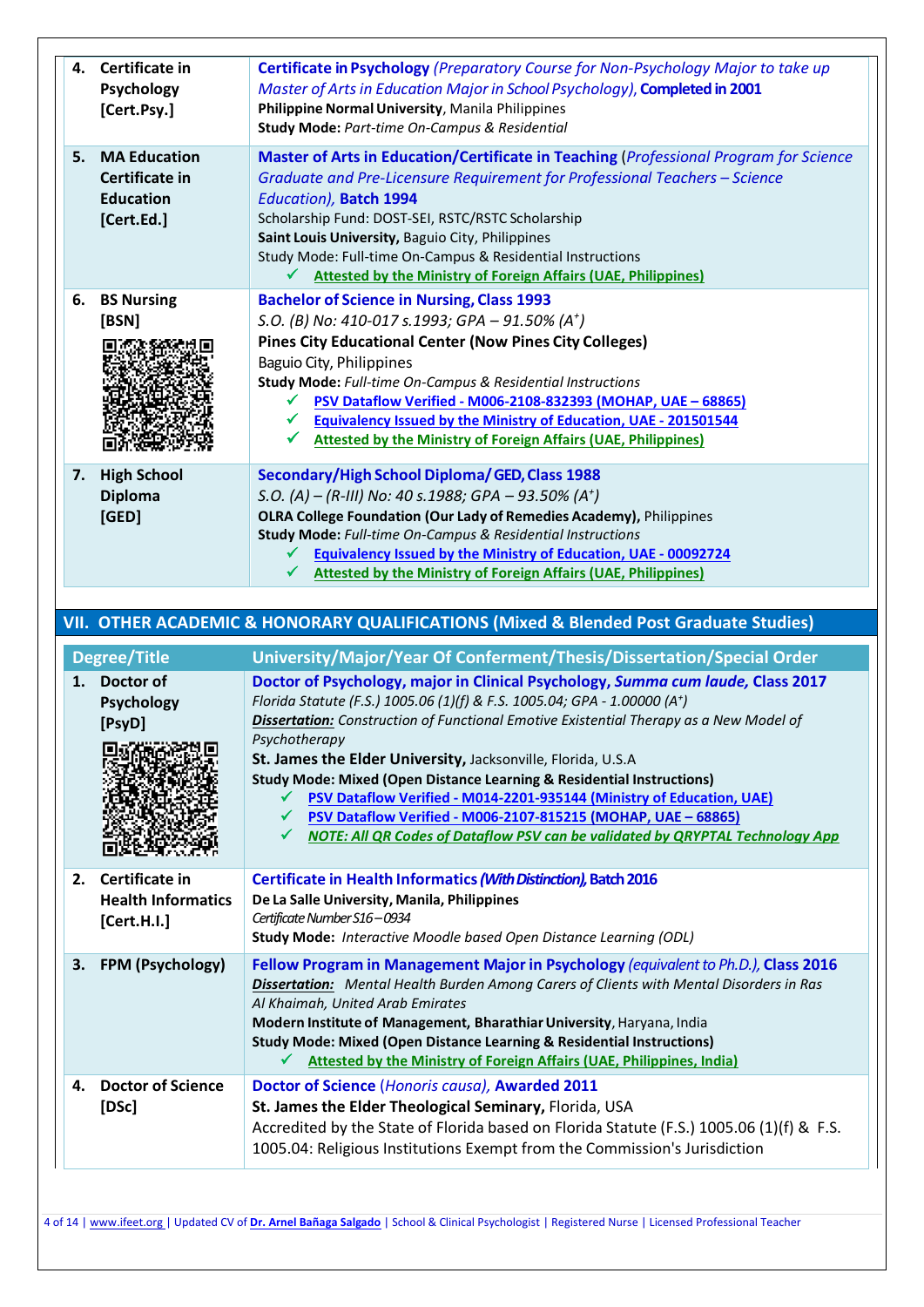| | |
|---|---|
| **4. Certificate in Psychology [Cert.Psy.]** | **Certificate in Psychology** *(Preparatory Course for Non-Psychology Major to take up Master of Arts in Education Major in School Psychology)*, **Completed in 2001**<br>**Philippine Normal University**, Manila Philippines<br>**Study Mode:** *Part-time On-Campus & Residential* |
| **5. MA Education Certificate in Education [Cert.Ed.]** | **Master of Arts in Education/Certificate in Teaching** (*Professional Program for Science Graduate and Pre-Licensure Requirement for Professional Teachers – Science Education*), **Batch 1994**<br>Scholarship Fund: DOST-SEI, RSTC/RSTC Scholarship<br>**Saint Louis University**, Baguio City, Philippines<br>Study Mode: Full-time On-Campus & Residential Instructions<br>✓ **Attested by the Ministry of Foreign Affairs (UAE, Philippines)** |
| **6. BS Nursing [BSN]** | **Bachelor of Science in Nursing, Class 1993**<br>*S.O. (B) No: 410-017 s.1993; GPA – 91.50% (A+)*<br>**Pines City Educational Center (Now Pines City Colleges)**<br>Baguio City, Philippines<br>**Study Mode:** *Full-time On-Campus & Residential Instructions*<br>✓ **PSV Dataflow Verified - M006-2108-832393 (MOHAP, UAE – 68865)**<br>✓ **Equivalency Issued by the Ministry of Education, UAE - 201501544**<br>✓ **Attested by the Ministry of Foreign Affairs (UAE, Philippines)** |
| **7. High School Diploma [GED]** | **Secondary/High School Diploma/ GED, Class 1988**<br>*S.O. (A) – (R-III) No: 40 s.1988; GPA – 93.50% (A+)*<br>**OLRA College Foundation (Our Lady of Remedies Academy)**, Philippines<br>**Study Mode:** *Full-time On-Campus & Residential Instructions*<br>✓ **Equivalency Issued by the Ministry of Education, UAE - 00092724**<br>✓ **Attested by the Ministry of Foreign Affairs (UAE, Philippines)** |

## VII. OTHER ACADEMIC & HONORARY QUALIFICATIONS (Mixed & Blended Post Graduate Studies)

| Degree/Title | University/Major/Year Of Conferment/Thesis/Dissertation/Special Order |
|---|---|
| **1. Doctor of Psychology [PsyD]** | **Doctor of Psychology, major in Clinical Psychology, *Summa cum laude*, Class 2017**<br>*Florida Statute (F.S.) 1005.06 (1)(f) & F.S. 1005.04; GPA - 1.00000 (A+)*<br>***Dissertation:*** *Construction of Functional Emotive Existential Therapy as a New Model of Psychotherapy*<br>**St. James the Elder University**, Jacksonville, Florida, U.S.A<br>**Study Mode: Mixed (Open Distance Learning & Residential Instructions)**<br>✓ **PSV Dataflow Verified - M014-2201-935144 (Ministry of Education, UAE)**<br>✓ **PSV Dataflow Verified - M006-2107-815215 (MOHAP, UAE – 68865)**<br>✓ ***NOTE: All QR Codes of Dataflow PSV can be validated by QRYPTAL Technology App*** |
| **2. Certificate in Health Informatics [Cert.H.I.]** | **Certificate in Health Informatics *(With Distinction)*, Batch 2016**<br>**De La Salle University, Manila, Philippines**<br>*Certificate Number S16 – 0934*<br>**Study Mode:** *Interactive Moodle based Open Distance Learning (ODL)* |
| **3. FPM (Psychology)** | **Fellow Program in Management Major in Psychology** *(equivalent to Ph.D.)*, **Class 2016**<br>***Dissertation:*** *Mental Health Burden Among Carers of Clients with Mental Disorders in Ras Al Khaimah, United Arab Emirates*<br>**Modern Institute of Management, Bharathiar University**, Haryana, India<br>**Study Mode: Mixed (Open Distance Learning & Residential Instructions)**<br>✓ **Attested by the Ministry of Foreign Affairs (UAE, Philippines, India)** |
| **4. Doctor of Science [DSc]** | **Doctor of Science** (*Honoris causa*), **Awarded 2011**<br>**St. James the Elder Theological Seminary,** Florida, USA<br>Accredited by the State of Florida based on Florida Statute (F.S.) 1005.06 (1)(f) & F.S. 1005.04: Religious Institutions Exempt from the Commission's Jurisdiction |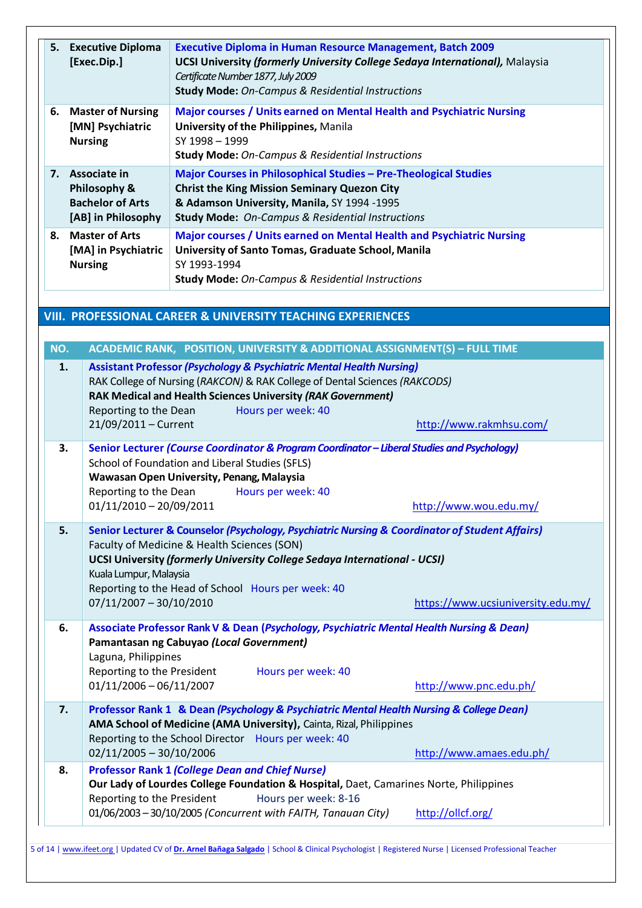| | | |
|---|---|---|
| 5. | **Executive Diploma [Exec.Dip.]** | **Executive Diploma in Human Resource Management, Batch 2009**<br>**UCSI University *(formerly University College Sedaya International),*** Malaysia<br>*Certificate Number 1877, July 2009*<br>**Study Mode:** *On-Campus & Residential Instructions* |
| 6. | **Master of Nursing [MN] Psychiatric Nursing** | **Major courses / Units earned on Mental Health and Psychiatric Nursing**<br>**University of the Philippines,** Manila<br>SY 1998 – 1999<br>**Study Mode:** *On-Campus & Residential Instructions* |
| 7. | **Associate in Philosophy & Bachelor of Arts [AB] in Philosophy** | **Major Courses in Philosophical Studies – Pre-Theological Studies**<br>**Christ the King Mission Seminary Quezon City & Adamson University, Manila,** SY 1994 -1995<br>**Study Mode:** *On-Campus & Residential Instructions* |
| 8. | **Master of Arts [MA] in Psychiatric Nursing** | **Major courses / Units earned on Mental Health and Psychiatric Nursing**<br>**University of Santo Tomas, Graduate School, Manila**<br>SY 1993-1994<br>**Study Mode:** *On-Campus & Residential Instructions* |

## VIII. PROFESSIONAL CAREER & UNIVERSITY TEACHING EXPERIENCES

| NO. | ACADEMIC RANK, POSITION, UNIVERSITY & ADDITIONAL ASSIGNMENT(S) – FULL TIME |
|---|---|
| 1. | **Assistant Professor *(Psychology & Psychiatric Mental Health Nursing)***<br>RAK College of Nursing *(RAKCON)* & RAK College of Dental Sciences *(RAKCODS)*<br>**RAK Medical and Health Sciences University *(RAK Government)***<br>Reporting to the Dean Hours per week: 40<br>21/09/2011 – Current http://www.rakmhsu.com/ |
| 3. | **Senior Lecturer *(Course Coordinator & Program Coordinator – Liberal Studies and Psychology)***<br>School of Foundation and Liberal Studies (SFLS)<br>**Wawasan Open University, Penang, Malaysia**<br>Reporting to the Dean Hours per week: 40<br>01/11/2010 – 20/09/2011 http://www.wou.edu.my/ |
| 5. | **Senior Lecturer & Counselor *(Psychology, Psychiatric Nursing & Coordinator of Student Affairs)***<br>Faculty of Medicine & Health Sciences (SON)<br>**UCSI University *(formerly University College Sedaya International - UCSI)***<br>Kuala Lumpur, Malaysia<br>Reporting to the Head of School Hours per week: 40<br>07/11/2007 – 30/10/2010 https://www.ucsiuniversity.edu.my/ |
| 6. | **Associate Professor Rank V & Dean (*Psychology, Psychiatric Mental Health Nursing & Dean*)**<br>**Pamantasan ng Cabuyao *(Local Government)***<br>Laguna, Philippines<br>Reporting to the President Hours per week: 40<br>01/11/2006 – 06/11/2007 http://www.pnc.edu.ph/ |
| 7. | **Professor Rank 1 & Dean *(Psychology & Psychiatric Mental Health Nursing & College Dean)***<br>**AMA School of Medicine (AMA University),** Cainta, Rizal, Philippines<br>Reporting to the School Director Hours per week: 40<br>02/11/2005 – 30/10/2006 http://www.amaes.edu.ph/ |
| 8. | **Professor Rank 1 *(College Dean and Chief Nurse)***<br>**Our Lady of Lourdes College Foundation & Hospital,** Daet, Camarines Norte, Philippines<br>Reporting to the President Hours per week: 8-16<br>01/06/2003 – 30/10/2005 *(Concurrent with FAITH, Tanauan City)* http://ollcf.org/ |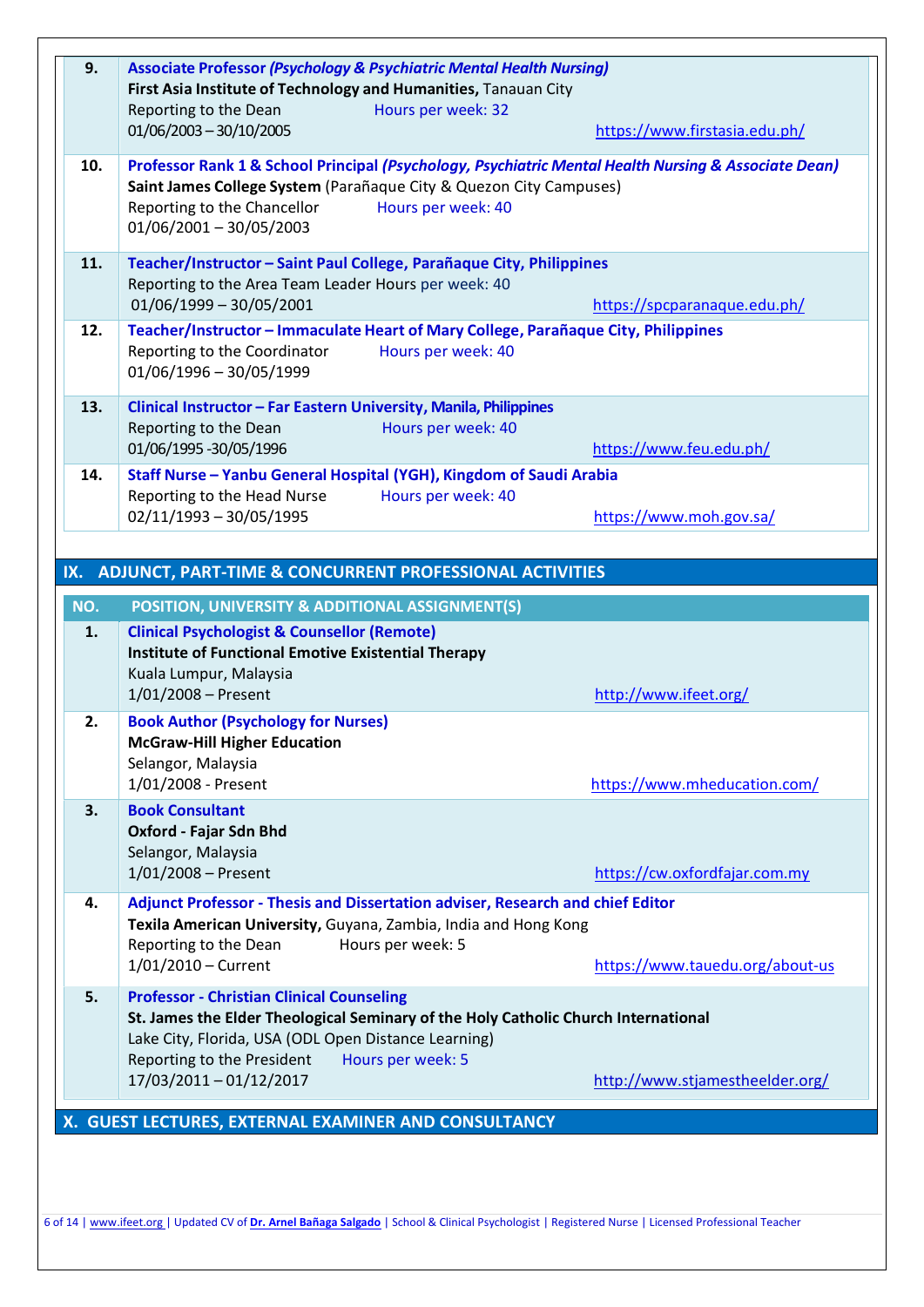| | |
|---|---|
| **9.** | ***Associate Professor** (Psychology & Psychiatric Mental Health Nursing)*<br>**First Asia Institute of Technology and Humanities,** Tanauan City<br>Reporting to the Dean Hours per week: 32<br>01/06/2003 – 30/10/2005 https://www.firstasia.edu.ph/ |
| **10.** | **Professor Rank 1 & School Principal** ***(Psychology, Psychiatric Mental Health Nursing & Associate Dean)***<br>**Saint James College System** (Parañaque City & Quezon City Campuses)<br>Reporting to the Chancellor Hours per week: 40<br>01/06/2001 – 30/05/2003 |
| **11.** | **Teacher/Instructor – Saint Paul College, Parañaque City, Philippines**<br>Reporting to the Area Team Leader Hours per week: 40<br>01/06/1999 – 30/05/2001 https://spcparanaque.edu.ph/ |
| **12.** | **Teacher/Instructor – Immaculate Heart of Mary College, Parañaque City, Philippines**<br>Reporting to the Coordinator Hours per week: 40<br>01/06/1996 – 30/05/1999 |
| **13.** | **Clinical Instructor – Far Eastern University, Manila, Philippines**<br>Reporting to the Dean Hours per week: 40<br>01/06/1995 -30/05/1996 https://www.feu.edu.ph/ |
| **14.** | **Staff Nurse – Yanbu General Hospital (YGH), Kingdom of Saudi Arabia**<br>Reporting to the Head Nurse Hours per week: 40<br>02/11/1993 – 30/05/1995 https://www.moh.gov.sa/ |

## IX. ADJUNCT, PART-TIME & CONCURRENT PROFESSIONAL ACTIVITIES

| NO. | POSITION, UNIVERSITY & ADDITIONAL ASSIGNMENT(S) |
|---|---|
| **1.** | **Clinical Psychologist & Counsellor (Remote)**<br>**Institute of Functional Emotive Existential Therapy**<br>Kuala Lumpur, Malaysia<br>1/01/2008 – Present http://www.ifeet.org/ |
| **2.** | **Book Author (Psychology for Nurses)**<br>**McGraw-Hill Higher Education**<br>Selangor, Malaysia<br>1/01/2008 - Present https://www.mheducation.com/ |
| **3.** | **Book Consultant**<br>**Oxford - Fajar Sdn Bhd**<br>Selangor, Malaysia<br>1/01/2008 – Present https://cw.oxfordfajar.com.my |
| **4.** | **Adjunct Professor - Thesis and Dissertation adviser, Research and chief Editor**<br>**Texila American University,** Guyana, Zambia, India and Hong Kong<br>Reporting to the Dean Hours per week: 5<br>1/01/2010 – Current https://www.tauedu.org/about-us |
| **5.** | **Professor - Christian Clinical Counseling**<br>**St. James the Elder Theological Seminary of the Holy Catholic Church International**<br>Lake City, Florida, USA (ODL Open Distance Learning)<br>Reporting to the President Hours per week: 5<br>17/03/2011 – 01/12/2017 http://www.stjamestheelder.org/ |

## X. GUEST LECTURES, EXTERNAL EXAMINER AND CONSULTANCY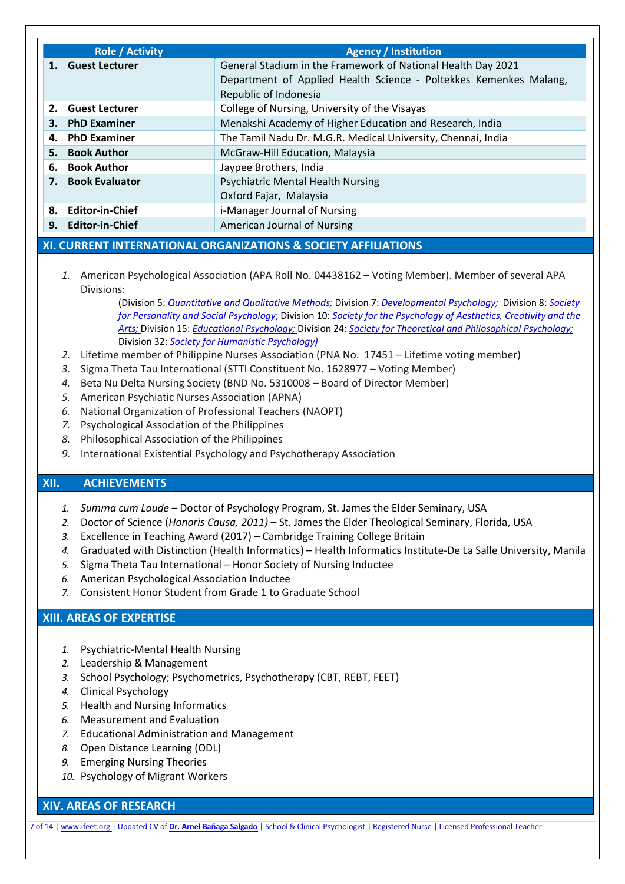| Role / Activity | Agency / Institution |
|---|---|
| 1. **Guest Lecturer** | General Stadium in the Framework of National Health Day 2021 Department of Applied Health Science - Poltekkes Kemenkes Malang, Republic of Indonesia |
| 2. **Guest Lecturer** | College of Nursing, University of the Visayas |
| 3. **PhD Examiner** | Menakshi Academy of Higher Education and Research, India |
| 4. **PhD Examiner** | The Tamil Nadu Dr. M.G.R. Medical University, Chennai, India |
| 5. **Book Author** | McGraw-Hill Education, Malaysia |
| 6. **Book Author** | Jaypee Brothers, India |
| 7. **Book Evaluator** | Psychiatric Mental Health Nursing Oxford Fajar, Malaysia |
| 8. **Editor-in-Chief** | i-Manager Journal of Nursing |
| 9. **Editor-in-Chief** | American Journal of Nursing |

## XI. CURRENT INTERNATIONAL ORGANIZATIONS & SOCIETY AFFILIATIONS

1. American Psychological Association (APA Roll No. 04438162 – Voting Member). Member of several APA Divisions:
   (Division 5: *Quantitative and Qualitative Methods;* Division 7: *Developmental Psychology;* Division 8: *Society for Personality and Social Psychology*; Division 10: *Society for the Psychology of Aesthetics, Creativity and the Arts;* Division 15: *Educational Psychology;* Division 24: *Society for Theoretical and Philosophical Psychology;* Division 32: *Society for Humanistic Psychology)*
2. Lifetime member of Philippine Nurses Association (PNA No. 17451 – Lifetime voting member)
3. Sigma Theta Tau International (STTI Constituent No. 1628977 – Voting Member)
4. Beta Nu Delta Nursing Society (BND No. 5310008 – Board of Director Member)
5. American Psychiatic Nurses Association (APNA)
6. National Organization of Professional Teachers (NAOPT)
7. Psychological Association of the Philippines
8. Philosophical Association of the Philippines
9. International Existential Psychology and Psychotherapy Association

## XII. ACHIEVEMENTS

1. *Summa cum Laude* – Doctor of Psychology Program, St. James the Elder Seminary, USA
2. Doctor of Science (*Honoris Causa, 2011)* – St. James the Elder Theological Seminary, Florida, USA
3. Excellence in Teaching Award (2017) – Cambridge Training College Britain
4. Graduated with Distinction (Health Informatics) – Health Informatics Institute-De La Salle University, Manila
5. Sigma Theta Tau International – Honor Society of Nursing Inductee
6. American Psychological Association Inductee
7. Consistent Honor Student from Grade 1 to Graduate School

## XIII. AREAS OF EXPERTISE

1. Psychiatric-Mental Health Nursing
2. Leadership & Management
3. School Psychology; Psychometrics, Psychotherapy (CBT, REBT, FEET)
4. Clinical Psychology
5. Health and Nursing Informatics
6. Measurement and Evaluation
7. Educational Administration and Management
8. Open Distance Learning (ODL)
9. Emerging Nursing Theories
10. Psychology of Migrant Workers

## XIV. AREAS OF RESEARCH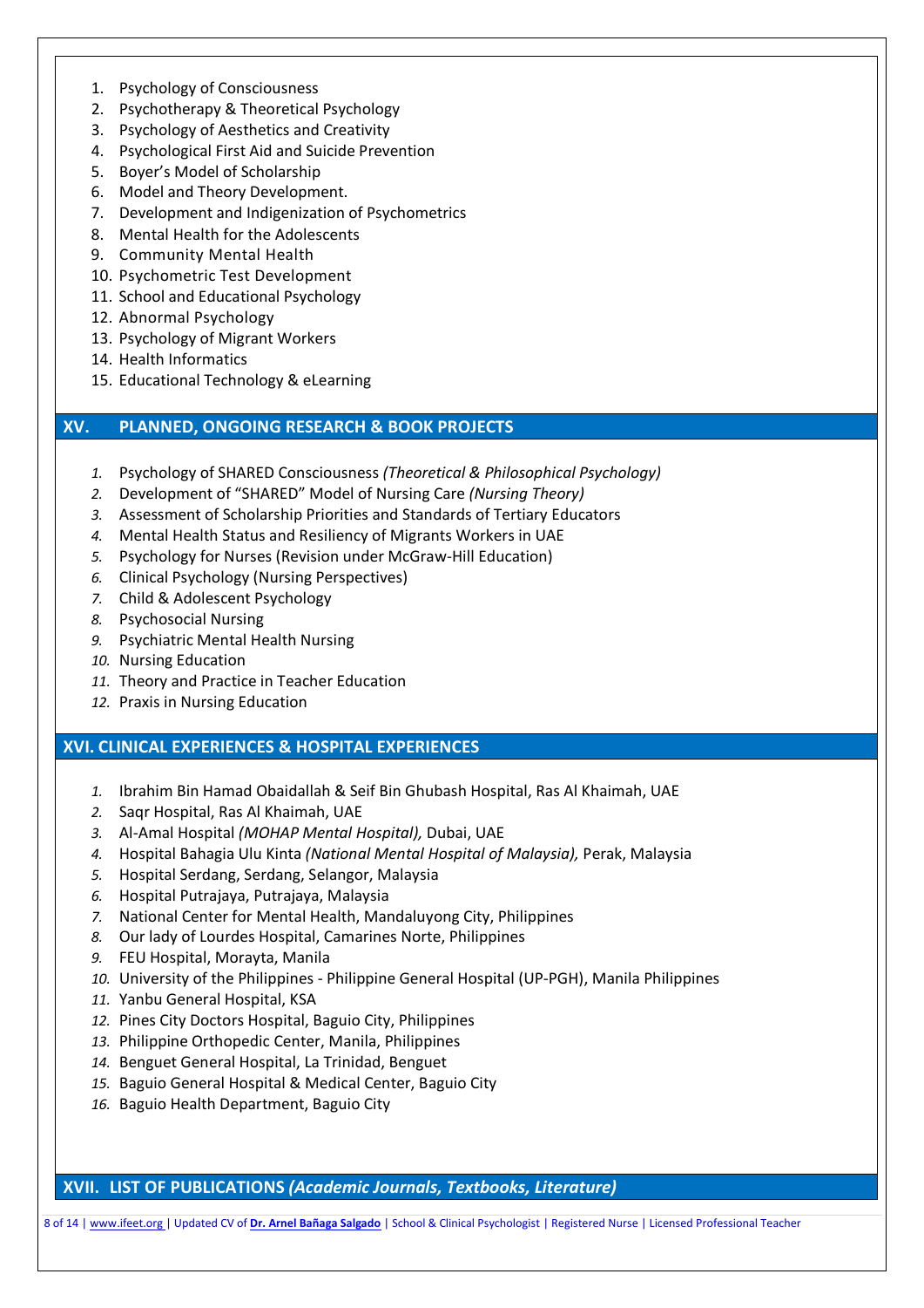1. Psychology of Consciousness
2. Psychotherapy & Theoretical Psychology
3. Psychology of Aesthetics and Creativity
4. Psychological First Aid and Suicide Prevention
5. Boyer's Model of Scholarship
6. Model and Theory Development.
7. Development and Indigenization of Psychometrics
8. Mental Health for the Adolescents
9. Community Mental Health
10. Psychometric Test Development
11. School and Educational Psychology
12. Abnormal Psychology
13. Psychology of Migrant Workers
14. Health Informatics
15. Educational Technology & eLearning

## XV. PLANNED, ONGOING RESEARCH & BOOK PROJECTS

1. Psychology of SHARED Consciousness *(Theoretical & Philosophical Psychology)*
2. Development of "SHARED" Model of Nursing Care *(Nursing Theory)*
3. Assessment of Scholarship Priorities and Standards of Tertiary Educators
4. Mental Health Status and Resiliency of Migrants Workers in UAE
5. Psychology for Nurses (Revision under McGraw-Hill Education)
6. Clinical Psychology (Nursing Perspectives)
7. Child & Adolescent Psychology
8. Psychosocial Nursing
9. Psychiatric Mental Health Nursing
10. Nursing Education
11. Theory and Practice in Teacher Education
12. Praxis in Nursing Education

## XVI. CLINICAL EXPERIENCES & HOSPITAL EXPERIENCES

1. Ibrahim Bin Hamad Obaidallah & Seif Bin Ghubash Hospital, Ras Al Khaimah, UAE
2. Saqr Hospital, Ras Al Khaimah, UAE
3. Al-Amal Hospital *(MOHAP Mental Hospital),* Dubai, UAE
4. Hospital Bahagia Ulu Kinta *(National Mental Hospital of Malaysia),* Perak, Malaysia
5. Hospital Serdang, Serdang, Selangor, Malaysia
6. Hospital Putrajaya, Putrajaya, Malaysia
7. National Center for Mental Health, Mandaluyong City, Philippines
8. Our lady of Lourdes Hospital, Camarines Norte, Philippines
9. FEU Hospital, Morayta, Manila
10. University of the Philippines - Philippine General Hospital (UP-PGH), Manila Philippines
11. Yanbu General Hospital, KSA
12. Pines City Doctors Hospital, Baguio City, Philippines
13. Philippine Orthopedic Center, Manila, Philippines
14. Benguet General Hospital, La Trinidad, Benguet
15. Baguio General Hospital & Medical Center, Baguio City
16. Baguio Health Department, Baguio City

## XVII. LIST OF PUBLICATIONS *(Academic Journals, Textbooks, Literature)*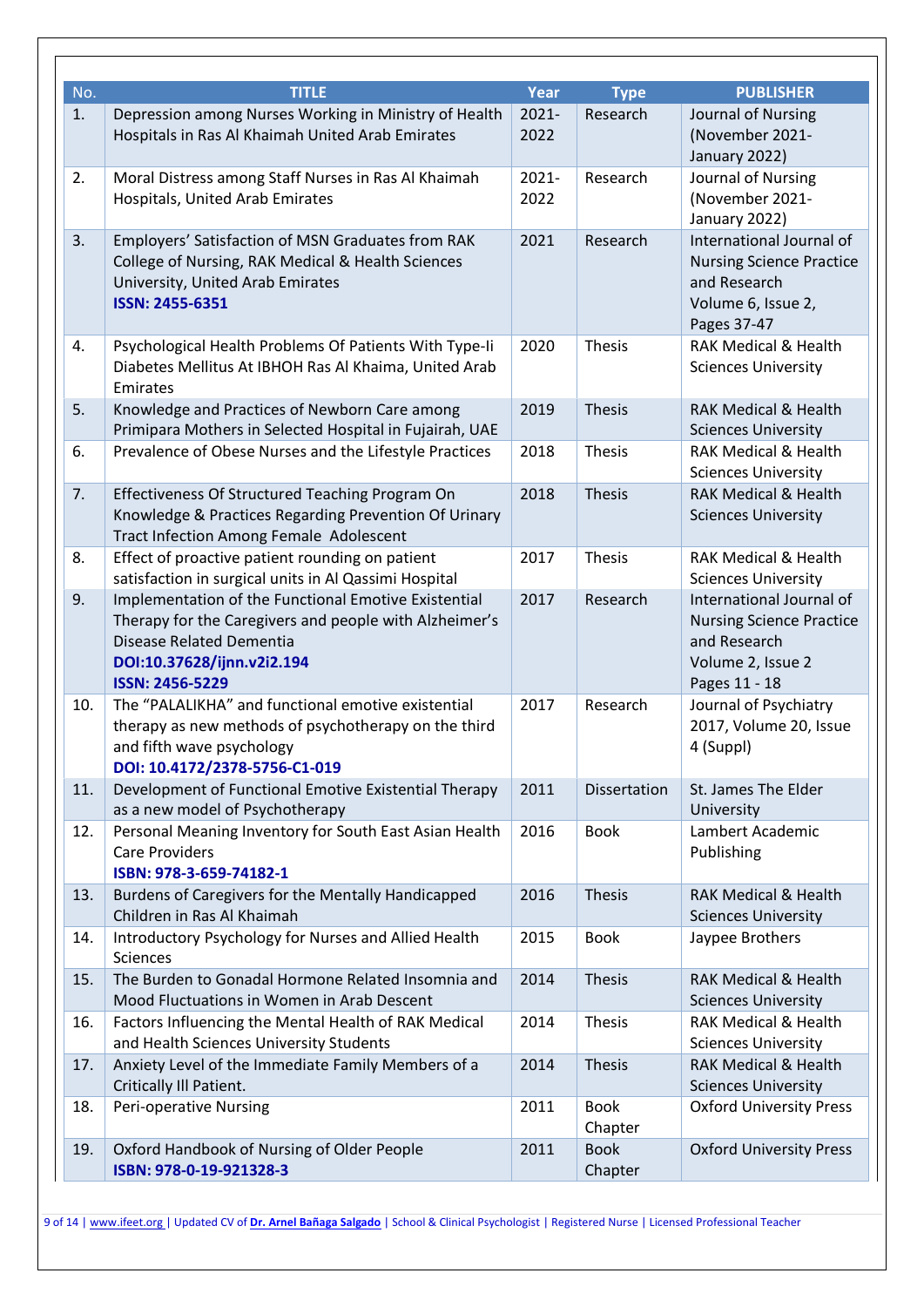| No. | TITLE | Year | Type | PUBLISHER |
|---|---|---|---|---|
| 1. | Depression among Nurses Working in Ministry of Health Hospitals in Ras Al Khaimah United Arab Emirates | 2021-2022 | Research | Journal of Nursing (November 2021-January 2022) |
| 2. | Moral Distress among Staff Nurses in Ras Al Khaimah Hospitals, United Arab Emirates | 2021-2022 | Research | Journal of Nursing (November 2021-January 2022) |
| 3. | Employers' Satisfaction of MSN Graduates from RAK College of Nursing, RAK Medical & Health Sciences University, United Arab Emirates **ISSN: 2455-6351** | 2021 | Research | International Journal of Nursing Science Practice and Research Volume 6, Issue 2, Pages 37-47 |
| 4. | Psychological Health Problems Of Patients With Type-Ii Diabetes Mellitus At IBHOH Ras Al Khaima, United Arab Emirates | 2020 | Thesis | RAK Medical & Health Sciences University |
| 5. | Knowledge and Practices of Newborn Care among Primipara Mothers in Selected Hospital in Fujairah, UAE | 2019 | Thesis | RAK Medical & Health Sciences University |
| 6. | Prevalence of Obese Nurses and the Lifestyle Practices | 2018 | Thesis | RAK Medical & Health Sciences University |
| 7. | Effectiveness Of Structured Teaching Program On Knowledge & Practices Regarding Prevention Of Urinary Tract Infection Among Female Adolescent | 2018 | Thesis | RAK Medical & Health Sciences University |
| 8. | Effect of proactive patient rounding on patient satisfaction in surgical units in Al Qassimi Hospital | 2017 | Thesis | RAK Medical & Health Sciences University |
| 9. | Implementation of the Functional Emotive Existential Therapy for the Caregivers and people with Alzheimer's Disease Related Dementia **DOI:10.37628/ijnn.v2i2.194** **ISSN: 2456-5229** | 2017 | Research | International Journal of Nursing Science Practice and Research Volume 2, Issue 2 Pages 11 - 18 |
| 10. | The "PALALIKHA" and functional emotive existential therapy as new methods of psychotherapy on the third and fifth wave psychology **DOI: 10.4172/2378-5756-C1-019** | 2017 | Research | Journal of Psychiatry 2017, Volume 20, Issue 4 (Suppl) |
| 11. | Development of Functional Emotive Existential Therapy as a new model of Psychotherapy | 2011 | Dissertation | St. James The Elder University |
| 12. | Personal Meaning Inventory for South East Asian Health Care Providers **ISBN: 978-3-659-74182-1** | 2016 | Book | Lambert Academic Publishing |
| 13. | Burdens of Caregivers for the Mentally Handicapped Children in Ras Al Khaimah | 2016 | Thesis | RAK Medical & Health Sciences University |
| 14. | Introductory Psychology for Nurses and Allied Health Sciences | 2015 | Book | Jaypee Brothers |
| 15. | The Burden to Gonadal Hormone Related Insomnia and Mood Fluctuations in Women in Arab Descent | 2014 | Thesis | RAK Medical & Health Sciences University |
| 16. | Factors Influencing the Mental Health of RAK Medical and Health Sciences University Students | 2014 | Thesis | RAK Medical & Health Sciences University |
| 17. | Anxiety Level of the Immediate Family Members of a Critically Ill Patient. | 2014 | Thesis | RAK Medical & Health Sciences University |
| 18. | Peri-operative Nursing | 2011 | Book Chapter | Oxford University Press |
| 19. | Oxford Handbook of Nursing of Older People **ISBN: 978-0-19-921328-3** | 2011 | Book Chapter | Oxford University Press |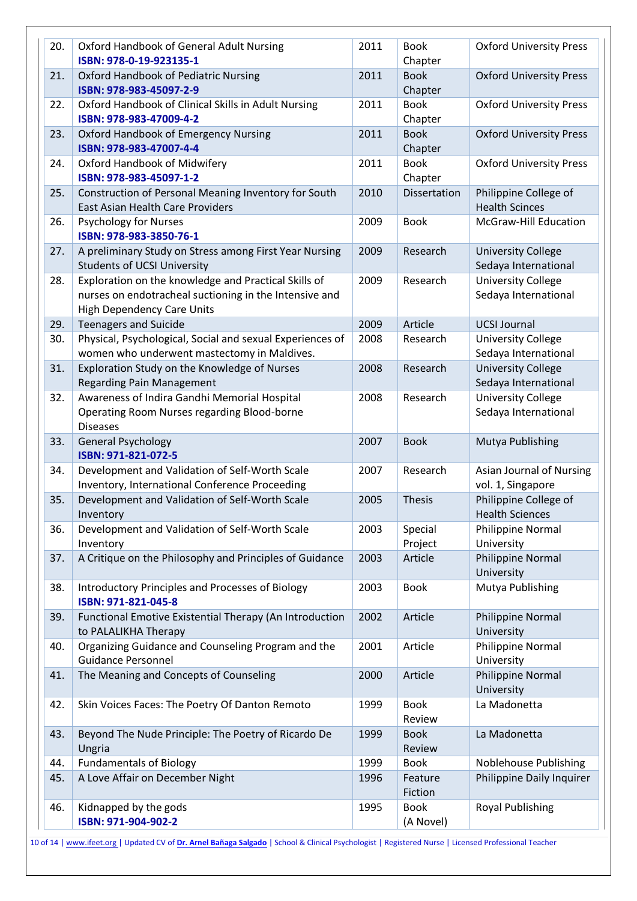| 20. | Oxford Handbook of General Adult Nursing **ISBN: 978-0-19-923135-1** | 2011 | Book Chapter | Oxford University Press |
|---|---|---|---|---|
| 21. | Oxford Handbook of Pediatric Nursing **ISBN: 978-983-45097-2-9** | 2011 | Book Chapter | Oxford University Press |
| 22. | Oxford Handbook of Clinical Skills in Adult Nursing **ISBN: 978-983-47009-4-2** | 2011 | Book Chapter | Oxford University Press |
| 23. | Oxford Handbook of Emergency Nursing **ISBN: 978-983-47007-4-4** | 2011 | Book Chapter | Oxford University Press |
| 24. | Oxford Handbook of Midwifery **ISBN: 978-983-45097-1-2** | 2011 | Book Chapter | Oxford University Press |
| 25. | Construction of Personal Meaning Inventory for South East Asian Health Care Providers | 2010 | Dissertation | Philippine College of Health Scinces |
| 26. | Psychology for Nurses **ISBN: 978-983-3850-76-1** | 2009 | Book | McGraw-Hill Education |
| 27. | A preliminary Study on Stress among First Year Nursing Students of UCSI University | 2009 | Research | University College Sedaya International |
| 28. | Exploration on the knowledge and Practical Skills of nurses on endotracheal suctioning in the Intensive and High Dependency Care Units | 2009 | Research | University College Sedaya International |
| 29. | Teenagers and Suicide | 2009 | Article | UCSI Journal |
| 30. | Physical, Psychological, Social and sexual Experiences of women who underwent mastectomy in Maldives. | 2008 | Research | University College Sedaya International |
| 31. | Exploration Study on the Knowledge of Nurses Regarding Pain Management | 2008 | Research | University College Sedaya International |
| 32. | Awareness of Indira Gandhi Memorial Hospital Operating Room Nurses regarding Blood-borne Diseases | 2008 | Research | University College Sedaya International |
| 33. | General Psychology **ISBN: 971-821-072-5** | 2007 | Book | Mutya Publishing |
| 34. | Development and Validation of Self-Worth Scale Inventory, International Conference Proceeding | 2007 | Research | Asian Journal of Nursing vol. 1, Singapore |
| 35. | Development and Validation of Self-Worth Scale Inventory | 2005 | Thesis | Philippine College of Health Sciences |
| 36. | Development and Validation of Self-Worth Scale Inventory | 2003 | Special Project | Philippine Normal University |
| 37. | A Critique on the Philosophy and Principles of Guidance | 2003 | Article | Philippine Normal University |
| 38. | Introductory Principles and Processes of Biology **ISBN: 971-821-045-8** | 2003 | Book | Mutya Publishing |
| 39. | Functional Emotive Existential Therapy (An Introduction to PALALIKHA Therapy | 2002 | Article | Philippine Normal University |
| 40. | Organizing Guidance and Counseling Program and the Guidance Personnel | 2001 | Article | Philippine Normal University |
| 41. | The Meaning and Concepts of Counseling | 2000 | Article | Philippine Normal University |
| 42. | Skin Voices Faces: The Poetry Of Danton Remoto | 1999 | Book Review | La Madonetta |
| 43. | Beyond The Nude Principle: The Poetry of Ricardo De Ungria | 1999 | Book Review | La Madonetta |
| 44. | Fundamentals of Biology | 1999 | Book | Noblehouse Publishing |
| 45. | A Love Affair on December Night | 1996 | Feature Fiction | Philippine Daily Inquirer |
| 46. | Kidnapped by the gods **ISBN: 971-904-902-2** | 1995 | Book (A Novel) | Royal Publishing |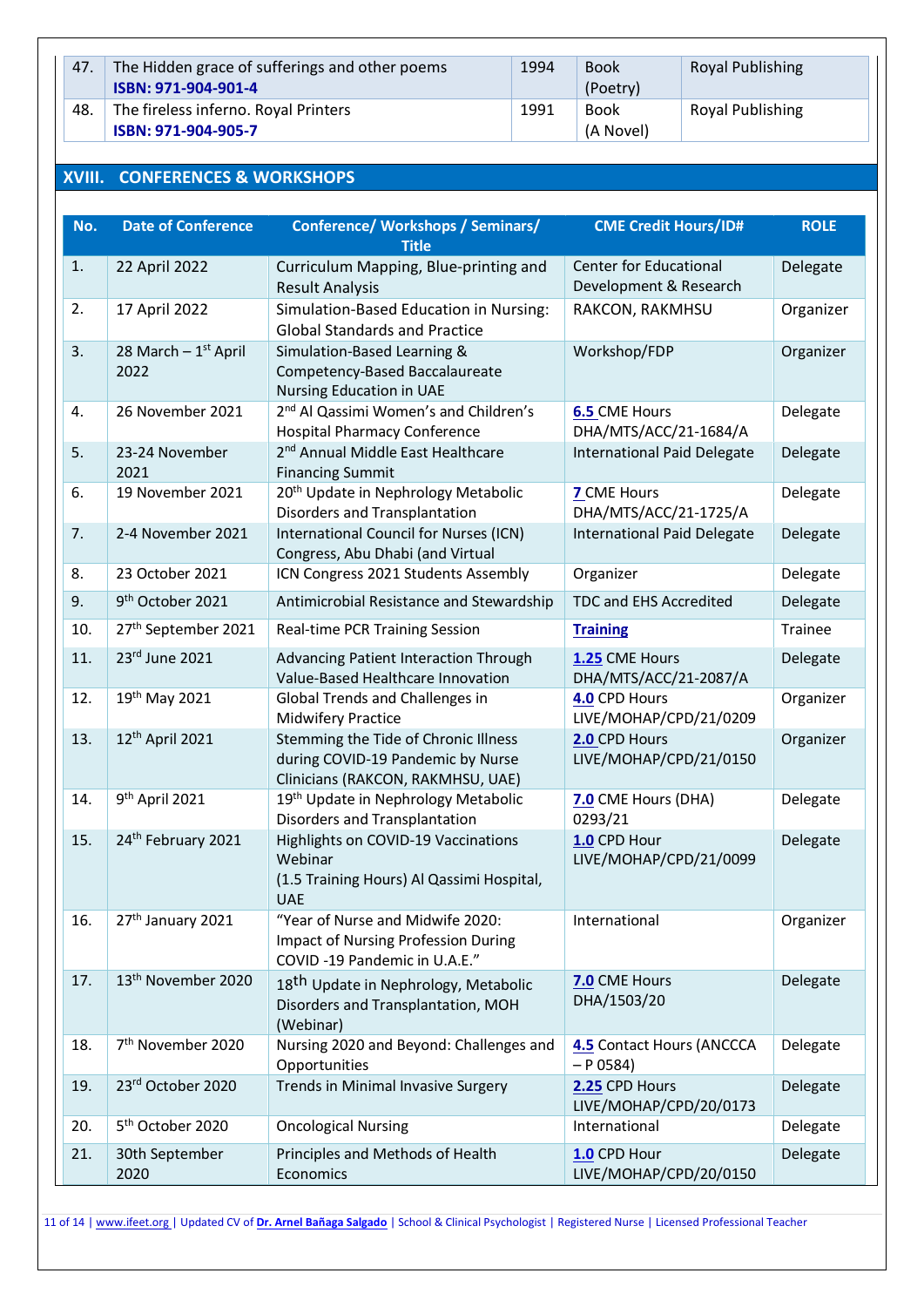| 47. | The Hidden grace of sufferings and other poems **ISBN: 971-904-901-4** | 1994 | Book (Poetry) | Royal Publishing |
|---|---|---|---|---|
| 48. | The fireless inferno. Royal Printers **ISBN: 971-904-905-7** | 1991 | Book (A Novel) | Royal Publishing |

## XVIII. CONFERENCES & WORKSHOPS

| No. | Date of Conference | Conference/ Workshops / Seminars/ Title | CME Credit Hours/ID# | ROLE |
|---|---|---|---|---|
| 1. | 22 April 2022 | Curriculum Mapping, Blue-printing and Result Analysis | Center for Educational Development & Research | Delegate |
| 2. | 17 April 2022 | Simulation-Based Education in Nursing: Global Standards and Practice | RAKCON, RAKMHSU | Organizer |
| 3. | 28 March – 1st April 2022 | Simulation-Based Learning & Competency-Based Baccalaureate Nursing Education in UAE | Workshop/FDP | Organizer |
| 4. | 26 November 2021 | 2nd Al Qassimi Women's and Children's Hospital Pharmacy Conference | **6.5** CME Hours DHA/MTS/ACC/21-1684/A | Delegate |
| 5. | 23-24 November 2021 | 2nd Annual Middle East Healthcare Financing Summit | International Paid Delegate | Delegate |
| 6. | 19 November 2021 | 20th Update in Nephrology Metabolic Disorders and Transplantation | **7** CME Hours DHA/MTS/ACC/21-1725/A | Delegate |
| 7. | 2-4 November 2021 | International Council for Nurses (ICN) Congress, Abu Dhabi (and Virtual | International Paid Delegate | Delegate |
| 8. | 23 October 2021 | ICN Congress 2021 Students Assembly | Organizer | Delegate |
| 9. | 9th October 2021 | Antimicrobial Resistance and Stewardship | TDC and EHS Accredited | Delegate |
| 10. | 27th September 2021 | Real-time PCR Training Session | **Training** | Trainee |
| 11. | 23rd June 2021 | Advancing Patient Interaction Through Value-Based Healthcare Innovation | **1.25** CME Hours DHA/MTS/ACC/21-2087/A | Delegate |
| 12. | 19th May 2021 | Global Trends and Challenges in Midwifery Practice | **4.0** CPD Hours LIVE/MOHAP/CPD/21/0209 | Organizer |
| 13. | 12th April 2021 | Stemming the Tide of Chronic Illness during COVID-19 Pandemic by Nurse Clinicians (RAKCON, RAKMHSU, UAE) | **2.0** CPD Hours LIVE/MOHAP/CPD/21/0150 | Organizer |
| 14. | 9th April 2021 | 19th Update in Nephrology Metabolic Disorders and Transplantation | **7.0** CME Hours (DHA) 0293/21 | Delegate |
| 15. | 24th February 2021 | Highlights on COVID-19 Vaccinations Webinar (1.5 Training Hours) Al Qassimi Hospital, UAE | **1.0** CPD Hour LIVE/MOHAP/CPD/21/0099 | Delegate |
| 16. | 27th January 2021 | "Year of Nurse and Midwife 2020: Impact of Nursing Profession During COVID -19 Pandemic in U.A.E." | International | Organizer |
| 17. | 13th November 2020 | 18th Update in Nephrology, Metabolic Disorders and Transplantation, MOH (Webinar) | **7.0** CME Hours DHA/1503/20 | Delegate |
| 18. | 7th November 2020 | Nursing 2020 and Beyond: Challenges and Opportunities | **4.5** Contact Hours (ANCCCA – P 0584) | Delegate |
| 19. | 23rd October 2020 | Trends in Minimal Invasive Surgery | **2.25** CPD Hours LIVE/MOHAP/CPD/20/0173 | Delegate |
| 20. | 5th October 2020 | Oncological Nursing | International | Delegate |
| 21. | 30th September 2020 | Principles and Methods of Health Economics | **1.0** CPD Hour LIVE/MOHAP/CPD/20/0150 | Delegate |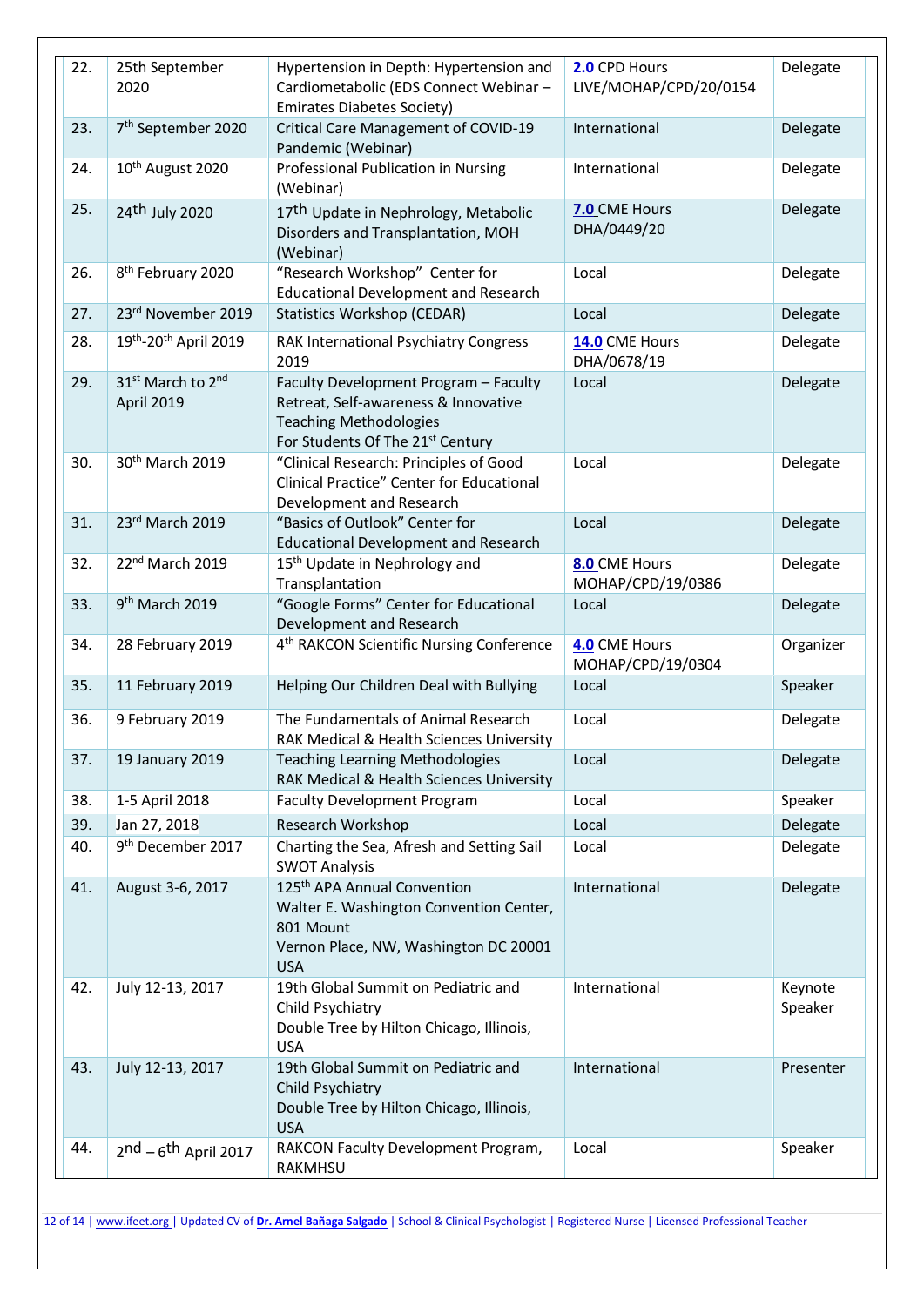| 22. | 25th September 2020 | Hypertension in Depth: Hypertension and Cardiometabolic (EDS Connect Webinar – Emirates Diabetes Society) | **2.0** CPD Hours LIVE/MOHAP/CPD/20/0154 | Delegate |
|---|---|---|---|---|
| 23. | 7th September 2020 | Critical Care Management of COVID-19 Pandemic (Webinar) | International | Delegate |
| 24. | 10th August 2020 | Professional Publication in Nursing (Webinar) | International | Delegate |
| 25. | 24th July 2020 | 17th Update in Nephrology, Metabolic Disorders and Transplantation, MOH (Webinar) | **7.0** CME Hours DHA/0449/20 | Delegate |
| 26. | 8th February 2020 | "Research Workshop" Center for Educational Development and Research | Local | Delegate |
| 27. | 23rd November 2019 | Statistics Workshop (CEDAR) | Local | Delegate |
| 28. | 19th-20th April 2019 | RAK International Psychiatry Congress 2019 | **14.0** CME Hours DHA/0678/19 | Delegate |
| 29. | 31st March to 2nd April 2019 | Faculty Development Program – Faculty Retreat, Self-awareness & Innovative Teaching Methodologies For Students Of The 21st Century | Local | Delegate |
| 30. | 30th March 2019 | "Clinical Research: Principles of Good Clinical Practice" Center for Educational Development and Research | Local | Delegate |
| 31. | 23rd March 2019 | "Basics of Outlook" Center for Educational Development and Research | Local | Delegate |
| 32. | 22nd March 2019 | 15th Update in Nephrology and Transplantation | **8.0** CME Hours MOHAP/CPD/19/0386 | Delegate |
| 33. | 9th March 2019 | "Google Forms" Center for Educational Development and Research | Local | Delegate |
| 34. | 28 February 2019 | 4th RAKCON Scientific Nursing Conference | **4.0** CME Hours MOHAP/CPD/19/0304 | Organizer |
| 35. | 11 February 2019 | Helping Our Children Deal with Bullying | Local | Speaker |
| 36. | 9 February 2019 | The Fundamentals of Animal Research RAK Medical & Health Sciences University | Local | Delegate |
| 37. | 19 January 2019 | Teaching Learning Methodologies RAK Medical & Health Sciences University | Local | Delegate |
| 38. | 1-5 April 2018 | Faculty Development Program | Local | Speaker |
| 39. | Jan 27, 2018 | Research Workshop | Local | Delegate |
| 40. | 9th December 2017 | Charting the Sea, Afresh and Setting Sail SWOT Analysis | Local | Delegate |
| 41. | August 3-6, 2017 | 125th APA Annual Convention Walter E. Washington Convention Center, 801 Mount Vernon Place, NW, Washington DC 20001 USA | International | Delegate |
| 42. | July 12-13, 2017 | 19th Global Summit on Pediatric and Child Psychiatry Double Tree by Hilton Chicago, Illinois, USA | International | Keynote Speaker |
| 43. | July 12-13, 2017 | 19th Global Summit on Pediatric and Child Psychiatry Double Tree by Hilton Chicago, Illinois, USA | International | Presenter |
| 44. | 2nd – 6th April 2017 | RAKCON Faculty Development Program, RAKMHSU | Local | Speaker |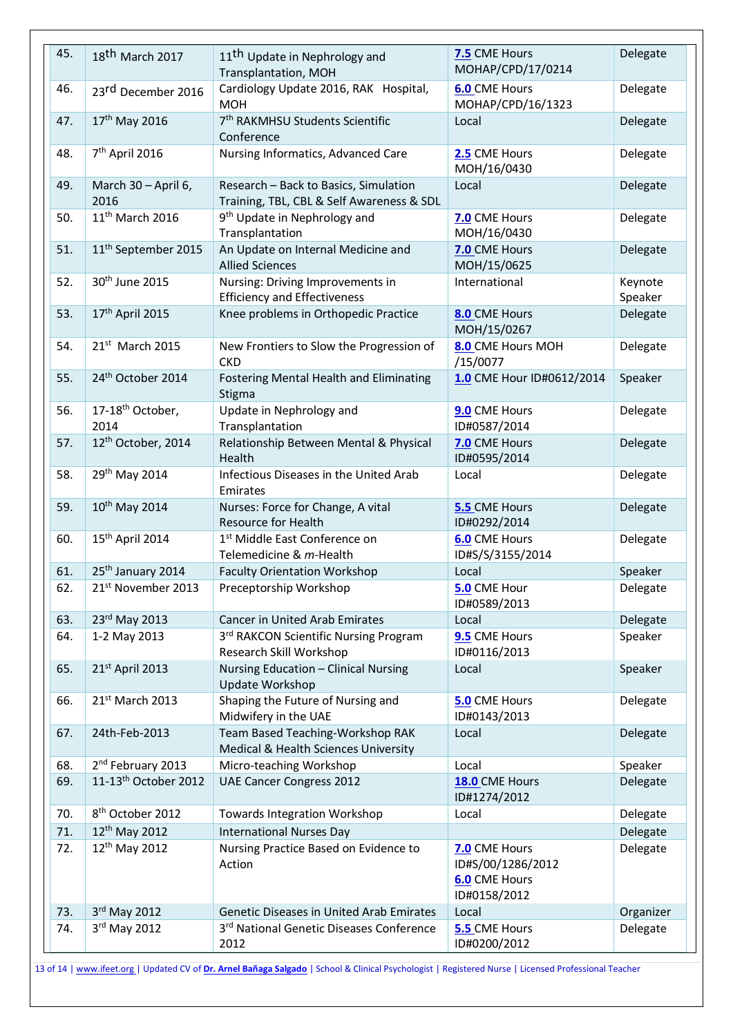| 45. | 18th March 2017 | 11th Update in Nephrology and Transplantation, MOH | **7.5** CME Hours MOHAP/CPD/17/0214 | Delegate |
|---|---|---|---|---|
| 46. | 23rd December 2016 | Cardiology Update 2016, RAK Hospital, MOH | **6.0** CME Hours MOHAP/CPD/16/1323 | Delegate |
| 47. | 17th May 2016 | 7th RAKMHSU Students Scientific Conference | Local | Delegate |
| 48. | 7th April 2016 | Nursing Informatics, Advanced Care | **2.5** CME Hours MOH/16/0430 | Delegate |
| 49. | March 30 – April 6, 2016 | Research – Back to Basics, Simulation Training, TBL, CBL & Self Awareness & SDL | Local | Delegate |
| 50. | 11th March 2016 | 9th Update in Nephrology and Transplantation | **7.0** CME Hours MOH/16/0430 | Delegate |
| 51. | 11th September 2015 | An Update on Internal Medicine and Allied Sciences | **7.0** CME Hours MOH/15/0625 | Delegate |
| 52. | 30th June 2015 | Nursing: Driving Improvements in Efficiency and Effectiveness | International | Keynote Speaker |
| 53. | 17th April 2015 | Knee problems in Orthopedic Practice | **8.0** CME Hours MOH/15/0267 | Delegate |
| 54. | 21st March 2015 | New Frontiers to Slow the Progression of CKD | **8.0** CME Hours MOH /15/0077 | Delegate |
| 55. | 24th October 2014 | Fostering Mental Health and Eliminating Stigma | **1.0** CME Hour ID#0612/2014 | Speaker |
| 56. | 17-18th October, 2014 | Update in Nephrology and Transplantation | **9.0** CME Hours ID#0587/2014 | Delegate |
| 57. | 12th October, 2014 | Relationship Between Mental & Physical Health | **7.0** CME Hours ID#0595/2014 | Delegate |
| 58. | 29th May 2014 | Infectious Diseases in the United Arab Emirates | Local | Delegate |
| 59. | 10th May 2014 | Nurses: Force for Change, A vital Resource for Health | **5.5** CME Hours ID#0292/2014 | Delegate |
| 60. | 15th April 2014 | 1st Middle East Conference on Telemedicine & *m*-Health | **6.0** CME Hours ID#S/S/3155/2014 | Delegate |
| 61. | 25th January 2014 | Faculty Orientation Workshop | Local | Speaker |
| 62. | 21st November 2013 | Preceptorship Workshop | **5.0** CME Hour ID#0589/2013 | Delegate |
| 63. | 23rd May 2013 | Cancer in United Arab Emirates | Local | Delegate |
| 64. | 1-2 May 2013 | 3rd RAKCON Scientific Nursing Program Research Skill Workshop | **9.5** CME Hours ID#0116/2013 | Speaker |
| 65. | 21st April 2013 | Nursing Education – Clinical Nursing Update Workshop | Local | Speaker |
| 66. | 21st March 2013 | Shaping the Future of Nursing and Midwifery in the UAE | **5.0** CME Hours ID#0143/2013 | Delegate |
| 67. | 24th-Feb-2013 | Team Based Teaching-Workshop RAK Medical & Health Sciences University | Local | Delegate |
| 68. | 2nd February 2013 | Micro-teaching Workshop | Local | Speaker |
| 69. | 11-13th October 2012 | UAE Cancer Congress 2012 | **18.0** CME Hours ID#1274/2012 | Delegate |
| 70. | 8th October 2012 | Towards Integration Workshop | Local | Delegate |
| 71. | 12th May 2012 | International Nurses Day | | Delegate |
| 72. | 12th May 2012 | Nursing Practice Based on Evidence to Action | **7.0** CME Hours ID#S/00/1286/2012 **6.0** CME Hours ID#0158/2012 | Delegate |
| 73. | 3rd May 2012 | Genetic Diseases in United Arab Emirates | Local | Organizer |
| 74. | 3rd May 2012 | 3rd National Genetic Diseases Conference 2012 | **5.5** CME Hours ID#0200/2012 | Delegate |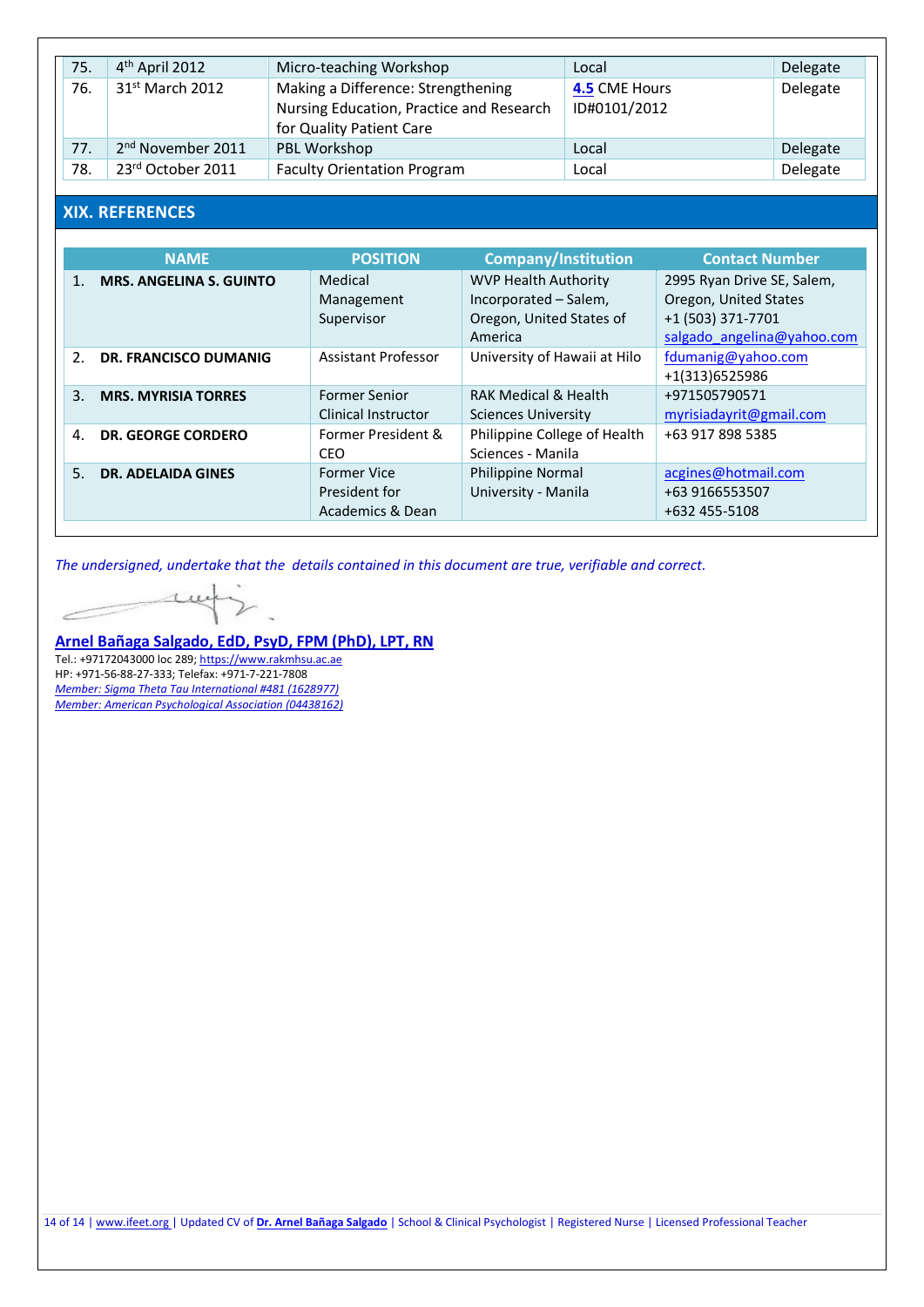| 75. | 4th April 2012 | Micro-teaching Workshop | Local | Delegate |
|---|---|---|---|---|
| 76. | 31st March 2012 | Making a Difference: Strengthening Nursing Education, Practice and Research for Quality Patient Care | **4.5** CME Hours ID#0101/2012 | Delegate |
| 77. | 2nd November 2011 | PBL Workshop | Local | Delegate |
| 78. | 23rd October 2011 | Faculty Orientation Program | Local | Delegate |

## XIX. REFERENCES

| NAME | POSITION | Company/Institution | Contact Number |
|---|---|---|---|
| 1. **MRS. ANGELINA S. GUINTO** | Medical Management Supervisor | WVP Health Authority Incorporated – Salem, Oregon, United States of America | 2995 Ryan Drive SE, Salem, Oregon, United States +1 (503) 371-7701 salgado_angelina@yahoo.com |
| 2. **DR. FRANCISCO DUMANIG** | Assistant Professor | University of Hawaii at Hilo | fdumanig@yahoo.com +1(313)6525986 |
| 3. **MRS. MYRISIA TORRES** | Former Senior Clinical Instructor | RAK Medical & Health Sciences University | +971505790571 myrisiadayrit@gmail.com |
| 4. **DR. GEORGE CORDERO** | Former President & CEO | Philippine College of Health Sciences - Manila | +63 917 898 5385 |
| 5. **DR. ADELAIDA GINES** | Former Vice President for Academics & Dean | Philippine Normal University - Manila | acgines@hotmail.com +63 9166553507 +632 455-5108 |

*The undersigned, undertake that the details contained in this document are true, verifiable and correct.*

**Arnel Bañaga Salgado, EdD, PsyD, FPM (PhD), LPT, RN**

Tel.: +97172043000 loc 289; https://www.rakmhsu.ac.ae
HP: +971-56-88-27-333; Telefax: +971-7-221-7808
*Member: Sigma Theta Tau International #481 (1628977)*
*Member: American Psychological Association (04438162)*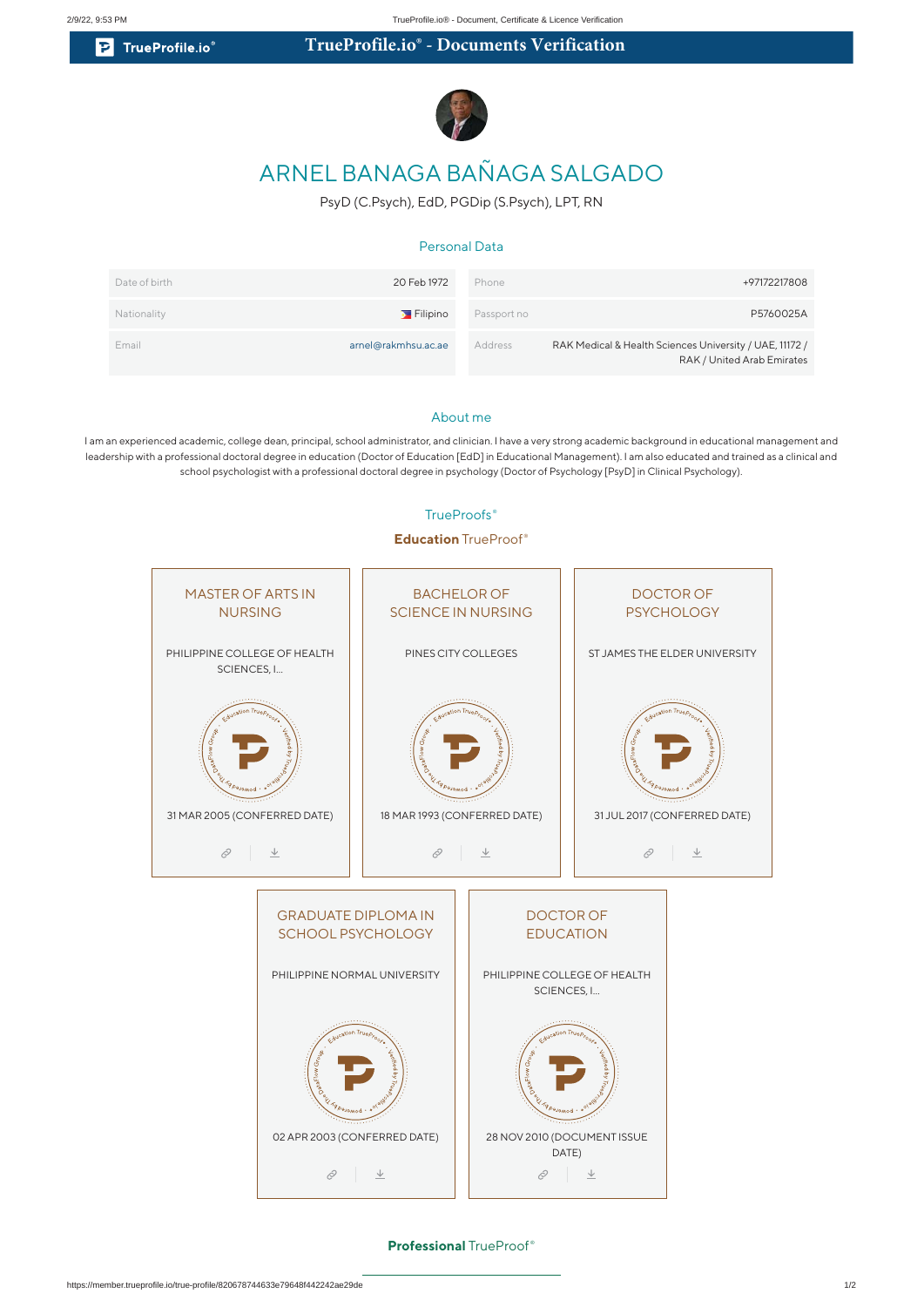# TrueProfile.io® - Documents Verification

## ARNEL BANAGA BAÑAGA SALGADO

PsyD (C.Psych), EdD, PGDip (S.Psych), LPT, RN

### Personal Data

| | | | |
|---|---|---|---|
| Date of birth | 20 Feb 1972 | Phone | +97172217808 |
| Nationality | Filipino | Passport no | P5760025A |
| Email | arnel@rakmhsu.ac.ae | Address | RAK Medical & Health Sciences University / UAE, 11172 / RAK / United Arab Emirates |

### About me

I am an experienced academic, college dean, principal, school administrator, and clinician. I have a very strong academic background in educational management and leadership with a professional doctoral degree in education (Doctor of Education [EdD] in Educational Management). I am also educated and trained as a clinical and school psychologist with a professional doctoral degree in psychology (Doctor of Psychology [PsyD] in Clinical Psychology).

### TrueProofs®

**Education** TrueProof®

**MASTER OF ARTS IN NURSING**
PHILIPPINE COLLEGE OF HEALTH SCIENCES, I...
31 MAR 2005 (CONFERRED DATE)

**BACHELOR OF SCIENCE IN NURSING**
PINES CITY COLLEGES
18 MAR 1993 (CONFERRED DATE)

**DOCTOR OF PSYCHOLOGY**
ST JAMES THE ELDER UNIVERSITY
31 JUL 2017 (CONFERRED DATE)

**GRADUATE DIPLOMA IN SCHOOL PSYCHOLOGY**
PHILIPPINE NORMAL UNIVERSITY
02 APR 2003 (CONFERRED DATE)

**DOCTOR OF EDUCATION**
PHILIPPINE COLLEGE OF HEALTH SCIENCES, I...
28 NOV 2010 (DOCUMENT ISSUE DATE)

**Professional** TrueProof®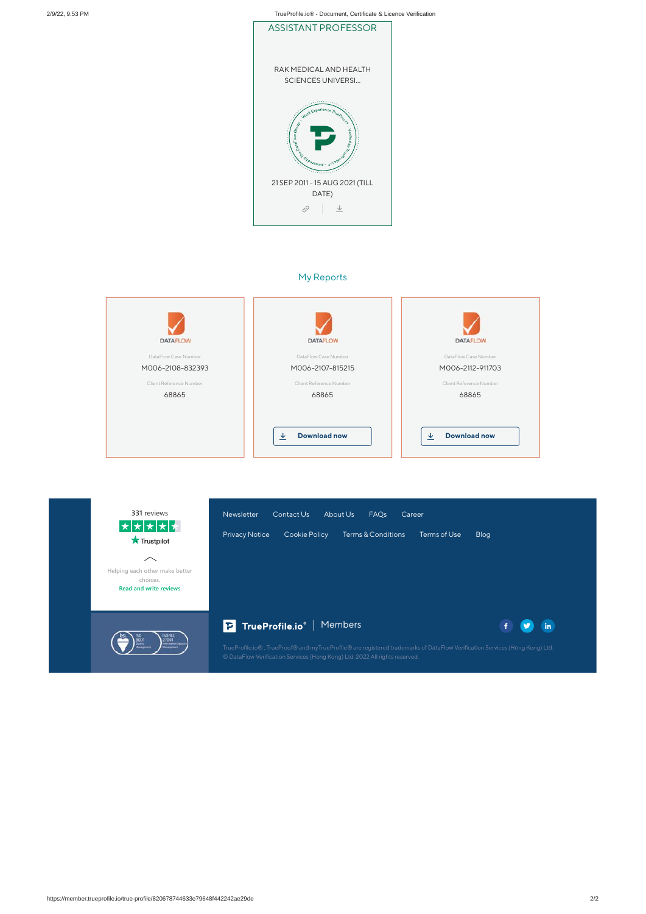ASSISTANT PROFESSOR

RAK MEDICAL AND HEALTH SCIENCES UNIVERSI...

21 SEP 2011 - 15 AUG 2021 (TILL DATE)

## My Reports

| DataFlow Case Number | Client Reference Number | |
|---|---|---|
| M006-2108-832393 | 68865 | |
| M006-2107-815215 | 68865 | Download now |
| M006-2112-911703 | 68865 | Download now |

331 reviews

Trustpilot

Helping each other make better choices.

Read and write reviews

Newsletter | Contact Us | About Us | FAQs | Career

Privacy Notice | Cookie Policy | Terms & Conditions | Terms of Use | Blog

TrueProfile.io® | Members

TrueProfile.io®, TrueProof® and myTrueProfile® are registered trademarks of DataFlow Verification Services (Hong Kong) Ltd.
© DataFlow Verification Services (Hong Kong) Ltd. 2022 All rights reserved.